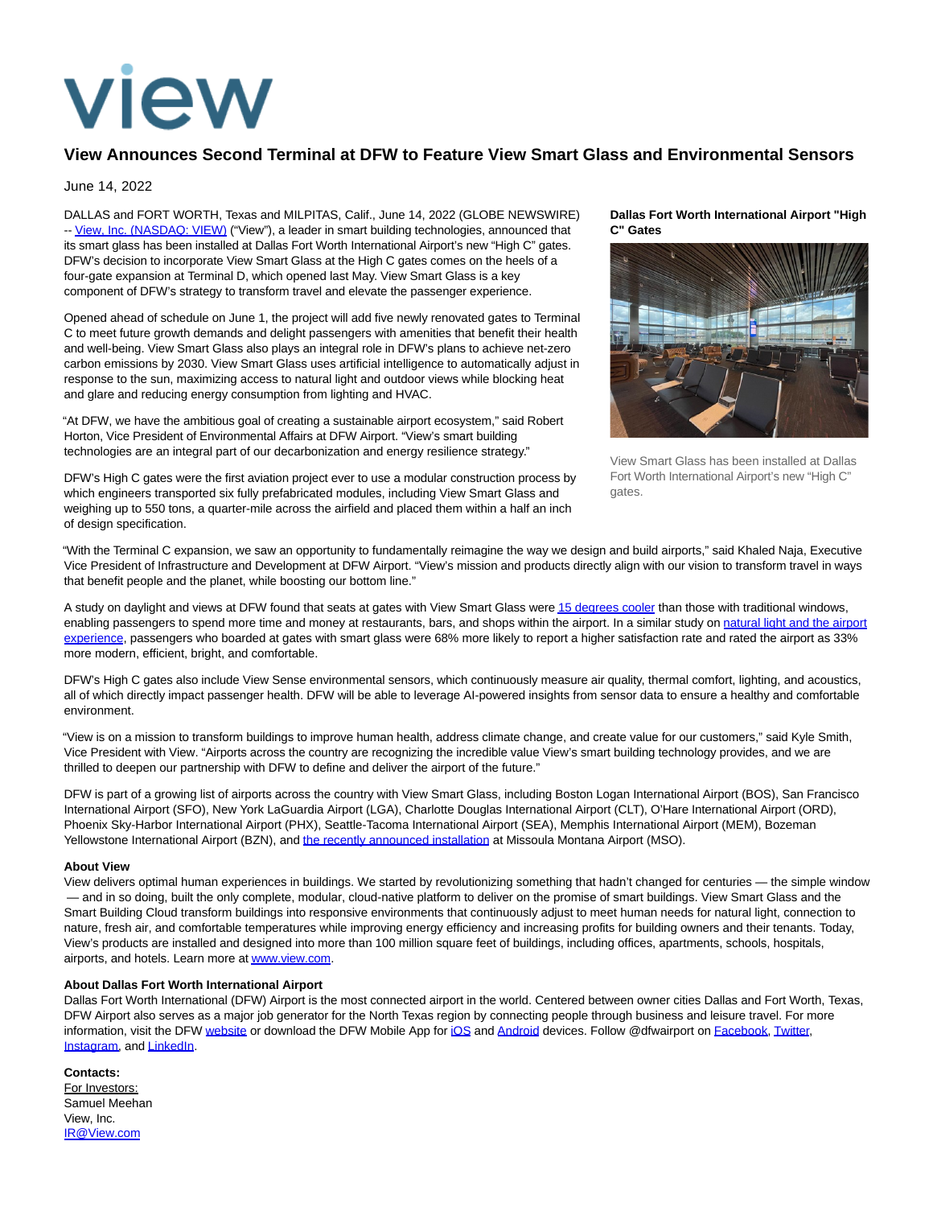# view

## View Announces Second Terminal at DFW to Feature View Smart Glass and Environmental Sensors

June 14, 2022

DALLAS and FORT WORTH, Texas and MILPITAS, Calif., June 14, 2022 (GLOBE NEWSWIRE) -- View, Inc. (NASDAQ: VIEW) ("View"), a leader in smart building technologies, announced that its smart glass has been installed at Dallas Fort Worth International Airport's new "High C" gates. DFW's decision to incorporate View Smart Glass at the High C gates comes on the heels of a four-gate expansion at Terminal D, which opened last May. View Smart Glass is a key component of DFW's strategy to transform travel and elevate the passenger experience.

Opened ahead of schedule on June 1, the project will add five newly renovated gates to Terminal C to meet future growth demands and delight passengers with amenities that benefit their health and well-being. View Smart Glass also plays an integral role in DFW's plans to achieve net-zero carbon emissions by 2030. View Smart Glass uses artificial intelligence to automatically adjust in response to the sun, maximizing access to natural light and outdoor views while blocking heat and glare and reducing energy consumption from lighting and HVAC.

"At DFW, we have the ambitious goal of creating a sustainable airport ecosystem," said Robert Horton, Vice President of Environmental Affairs at DFW Airport. "View's smart building technologies are an integral part of our decarbonization and energy resilience strategy."

DFW's High C gates were the first aviation project ever to use a modular construction process by which engineers transported six fully prefabricated modules, including View Smart Glass and weighing up to 550 tons, a quarter-mile across the airfield and placed them within a half an inch of design specification.

**Dallas Fort Worth International Airport "High C" Gates**

View Smart Glass has been installed at Dallas Fort Worth International Airport's new "High C" gates.

"With the Terminal C expansion, we saw an opportunity to fundamentally reimagine the way we design and build airports," said Khaled Naja, Executive Vice President of Infrastructure and Development at DFW Airport. "View's mission and products directly align with our vision to transform travel in ways that benefit people and the planet, while boosting our bottom line."

A study on daylight and views at DFW found that seats at gates with View Smart Glass were 15 degrees cooler than those with traditional windows, enabling passengers to spend more time and money at restaurants, bars, and shops within the airport. In a similar study on natural light and the airport experience, passengers who boarded at gates with smart glass were 68% more likely to report a higher satisfaction rate and rated the airport as 33% more modern, efficient, bright, and comfortable.

DFW's High C gates also include View Sense environmental sensors, which continuously measure air quality, thermal comfort, lighting, and acoustics, all of which directly impact passenger health. DFW will be able to leverage AI-powered insights from sensor data to ensure a healthy and comfortable environment.

"View is on a mission to transform buildings to improve human health, address climate change, and create value for our customers," said Kyle Smith, Vice President with View. "Airports across the country are recognizing the incredible value View's smart building technology provides, and we are thrilled to deepen our partnership with DFW to define and deliver the airport of the future."

DFW is part of a growing list of airports across the country with View Smart Glass, including Boston Logan International Airport (BOS), San Francisco International Airport (SFO), New York LaGuardia Airport (LGA), Charlotte Douglas International Airport (CLT), O'Hare International Airport (ORD), Phoenix Sky-Harbor International Airport (PHX), Seattle-Tacoma International Airport (SEA), Memphis International Airport (MEM), Bozeman Yellowstone International Airport (BZN), and the recently announced installation at Missoula Montana Airport (MSO).

**About View**
View delivers optimal human experiences in buildings. We started by revolutionizing something that hadn't changed for centuries — the simple window — and in so doing, built the only complete, modular, cloud-native platform to deliver on the promise of smart buildings. View Smart Glass and the Smart Building Cloud transform buildings into responsive environments that continuously adjust to meet human needs for natural light, connection to nature, fresh air, and comfortable temperatures while improving energy efficiency and increasing profits for building owners and their tenants. Today, View's products are installed and designed into more than 100 million square feet of buildings, including offices, apartments, schools, hospitals, airports, and hotels. Learn more at www.view.com.

**About Dallas Fort Worth International Airport**
Dallas Fort Worth International (DFW) Airport is the most connected airport in the world. Centered between owner cities Dallas and Fort Worth, Texas, DFW Airport also serves as a major job generator for the North Texas region by connecting people through business and leisure travel. For more information, visit the DFW website or download the DFW Mobile App for iOS and Android devices. Follow @dfwairport on Facebook, Twitter, Instagram, and LinkedIn.

**Contacts:**
For Investors:
Samuel Meehan
View, Inc.
IR@View.com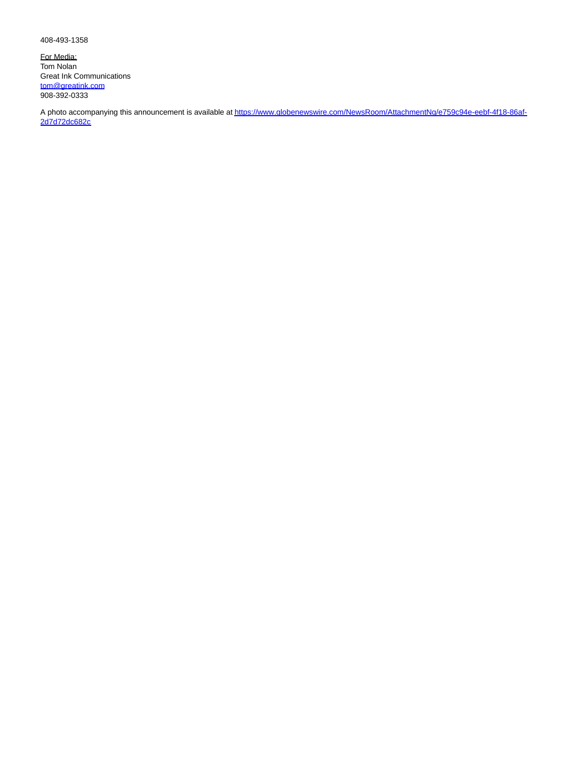408-493-1358

For Media:
Tom Nolan
Great Ink Communications
tom@greatink.com
908-392-0333

A photo accompanying this announcement is available at https://www.globenewswire.com/NewsRoom/AttachmentNg/e759c94e-eebf-4f18-86af-2d7d72dc682c